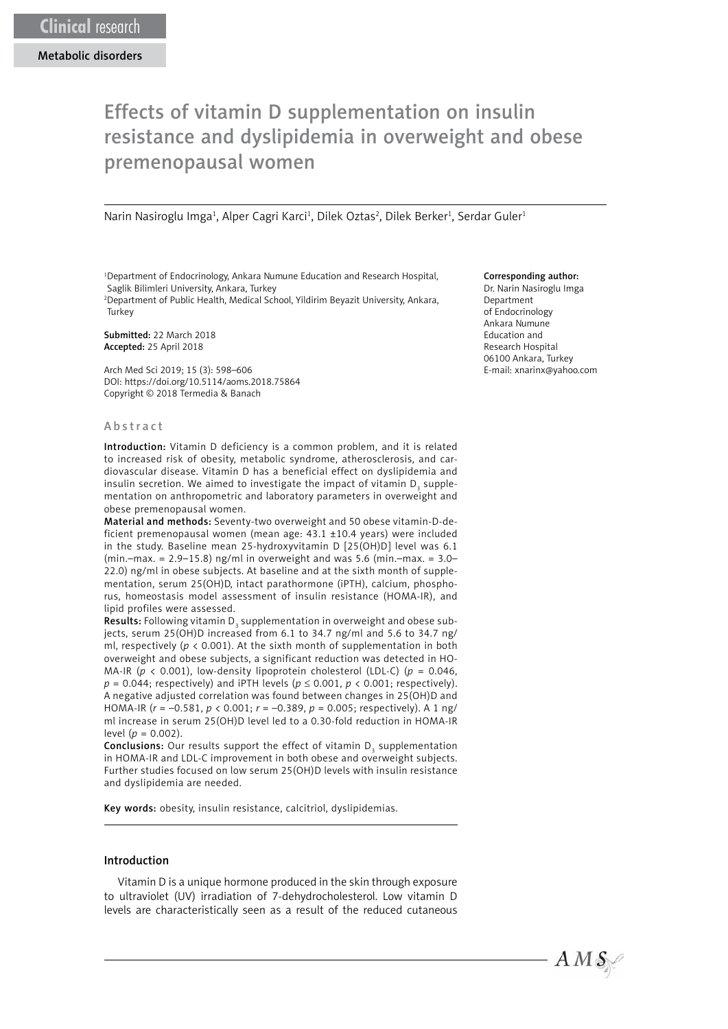Clinical research

Metabolic disorders

# Effects of vitamin D supplementation on insulin resistance and dyslipidemia in overweight and obese premenopausal women

Narin Nasiroglu Imga[1], Alper Cagri Karci[1], Dilek Oztas[2], Dilek Berker[1], Serdar Guler[1]

[1]Department of Endocrinology, Ankara Numune Education and Research Hospital, Saglik Bilimleri University, Ankara, Turkey
[2]Department of Public Health, Medical School, Yildirim Beyazit University, Ankara, Turkey

**Submitted:** 22 March 2018
**Accepted:** 25 April 2018

Arch Med Sci 2019; 15 (3): 598–606
DOI: https://doi.org/10.5114/aoms.2018.75864
Copyright © 2018 Termedia & Banach

**Corresponding author:**
Dr. Narin Nasiroglu Imga
Department of Endocrinology
Ankara Numune Education and Research Hospital
06100 Ankara, Turkey
E-mail: xnarinx@yahoo.com

## Abstract

**Introduction:** Vitamin D deficiency is a common problem, and it is related to increased risk of obesity, metabolic syndrome, atherosclerosis, and cardiovascular disease. Vitamin D has a beneficial effect on dyslipidemia and insulin secretion. We aimed to investigate the impact of vitamin $D_3$ supplementation on anthropometric and laboratory parameters in overweight and obese premenopausal women.

**Material and methods:** Seventy-two overweight and 50 obese vitamin-D-deficient premenopausal women (mean age: 43.1 ±10.4 years) were included in the study. Baseline mean 25-hydroxyvitamin D [25(OH)D] level was 6.1 (min.–max. = 2.9–15.8) ng/ml in overweight and was 5.6 (min.–max. = 3.0–22.0) ng/ml in obese subjects. At baseline and at the sixth month of supplementation, serum 25(OH)D, intact parathormone (iPTH), calcium, phosphorus, homeostasis model assessment of insulin resistance (HOMA-IR), and lipid profiles were assessed.

**Results:** Following vitamin $D_3$ supplementation in overweight and obese subjects, serum 25(OH)D increased from 6.1 to 34.7 ng/ml and 5.6 to 34.7 ng/ml, respectively ($p < 0.001$). At the sixth month of supplementation in both overweight and obese subjects, a significant reduction was detected in HOMA-IR ($p < 0.001$), low-density lipoprotein cholesterol (LDL-C) ($p = 0.046$, $p = 0.044$; respectively) and iPTH levels ($p \leq 0.001$, $p < 0.001$; respectively). A negative adjusted correlation was found between changes in 25(OH)D and HOMA-IR ($r = -0.581$, $p < 0.001$; $r = -0.389$, $p = 0.005$; respectively). A 1 ng/ml increase in serum 25(OH)D level led to a 0.30-fold reduction in HOMA-IR level ($p = 0.002$).

**Conclusions:** Our results support the effect of vitamin $D_3$ supplementation in HOMA-IR and LDL-C improvement in both obese and overweight subjects. Further studies focused on low serum 25(OH)D levels with insulin resistance and dyslipidemia are needed.

**Key words:** obesity, insulin resistance, calcitriol, dyslipidemias.

## Introduction

Vitamin D is a unique hormone produced in the skin through exposure to ultraviolet (UV) irradiation of 7-dehydrocholesterol. Low vitamin D levels are characteristically seen as a result of the reduced cutaneous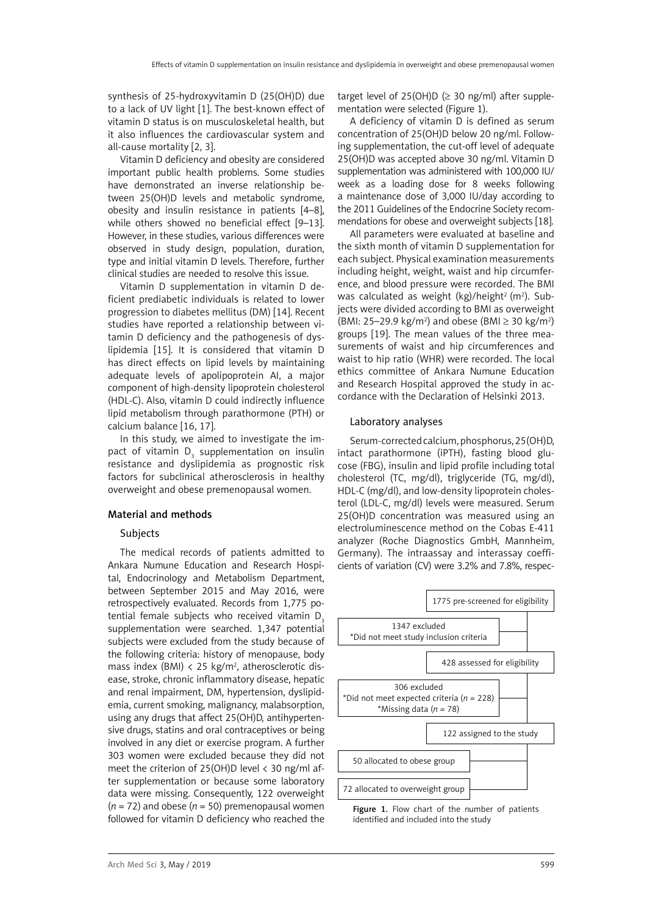synthesis of 25-hydroxyvitamin D (25(OH)D) due to a lack of UV light [1]. The best-known effect of vitamin D status is on musculoskeletal health, but it also influences the cardiovascular system and all-cause mortality [2, 3].

Vitamin D deficiency and obesity are considered important public health problems. Some studies have demonstrated an inverse relationship between 25(OH)D levels and metabolic syndrome, obesity and insulin resistance in patients [4–8], while others showed no beneficial effect [9–13]. However, in these studies, various differences were observed in study design, population, duration, type and initial vitamin D levels. Therefore, further clinical studies are needed to resolve this issue.

Vitamin D supplementation in vitamin D deficient prediabetic individuals is related to lower progression to diabetes mellitus (DM) [14]. Recent studies have reported a relationship between vitamin D deficiency and the pathogenesis of dyslipidemia [15]. It is considered that vitamin D has direct effects on lipid levels by maintaining adequate levels of apolipoprotein AI, a major component of high-density lipoprotein cholesterol (HDL-C). Also, vitamin D could indirectly influence lipid metabolism through parathormone (PTH) or calcium balance [16, 17].

In this study, we aimed to investigate the impact of vitamin $D_3$ supplementation on insulin resistance and dyslipidemia as prognostic risk factors for subclinical atherosclerosis in healthy overweight and obese premenopausal women.

## Material and methods

### Subjects

The medical records of patients admitted to Ankara Numune Education and Research Hospital, Endocrinology and Metabolism Department, between September 2015 and May 2016, were retrospectively evaluated. Records from 1,775 potential female subjects who received vitamin $D_3$ supplementation were searched. 1,347 potential subjects were excluded from the study because of the following criteria: history of menopause, body mass index (BMI) < 25 kg/m$^2$, atherosclerotic disease, stroke, chronic inflammatory disease, hepatic and renal impairment, DM, hypertension, dyslipidemia, current smoking, malignancy, malabsorption, using any drugs that affect 25(OH)D, antihypertensive drugs, statins and oral contraceptives or being involved in any diet or exercise program. A further 303 women were excluded because they did not meet the criterion of 25(OH)D level < 30 ng/ml after supplementation or because some laboratory data were missing. Consequently, 122 overweight ($n$ = 72) and obese ($n$ = 50) premenopausal women followed for vitamin D deficiency who reached the target level of 25(OH)D (≥ 30 ng/ml) after supplementation were selected (Figure 1).

A deficiency of vitamin D is defined as serum concentration of 25(OH)D below 20 ng/ml. Following supplementation, the cut-off level of adequate 25(OH)D was accepted above 30 ng/ml. Vitamin D supplementation was administered with 100,000 IU/week as a loading dose for 8 weeks following a maintenance dose of 3,000 IU/day according to the 2011 Guidelines of the Endocrine Society recommendations for obese and overweight subjects [18].

All parameters were evaluated at baseline and the sixth month of vitamin D supplementation for each subject. Physical examination measurements including height, weight, waist and hip circumference, and blood pressure were recorded. The BMI was calculated as weight (kg)/height$^2$ (m$^2$). Subjects were divided according to BMI as overweight (BMI: 25–29.9 kg/m$^2$) and obese (BMI ≥ 30 kg/m$^2$) groups [19]. The mean values of the three measurements of waist and hip circumferences and waist to hip ratio (WHR) were recorded. The local ethics committee of Ankara Numune Education and Research Hospital approved the study in accordance with the Declaration of Helsinki 2013.

### Laboratory analyses

Serum-corrected calcium, phosphorus, 25(OH)D, intact parathormone (iPTH), fasting blood glucose (FBG), insulin and lipid profile including total cholesterol (TC, mg/dl), triglyceride (TG, mg/dl), HDL-C (mg/dl), and low-density lipoprotein cholesterol (LDL-C, mg/dl) levels were measured. Serum 25(OH)D concentration was measured using an electroluminescence method on the Cobas E-411 analyzer (Roche Diagnostics GmbH, Mannheim, Germany). The intraassay and interassay coefficients of variation (CV) were 3.2% and 7.8%, respec-

1775 pre-screened for eligibility

1347 excluded
*Did not meet study inclusion criteria

428 assessed for eligibility

306 excluded
*Did not meet expected criteria ($n$ = 228)
*Missing data ($n$ = 78)

122 assigned to the study

50 allocated to obese group

72 allocated to overweight group

**Figure 1.** Flow chart of the number of patients identified and included into the study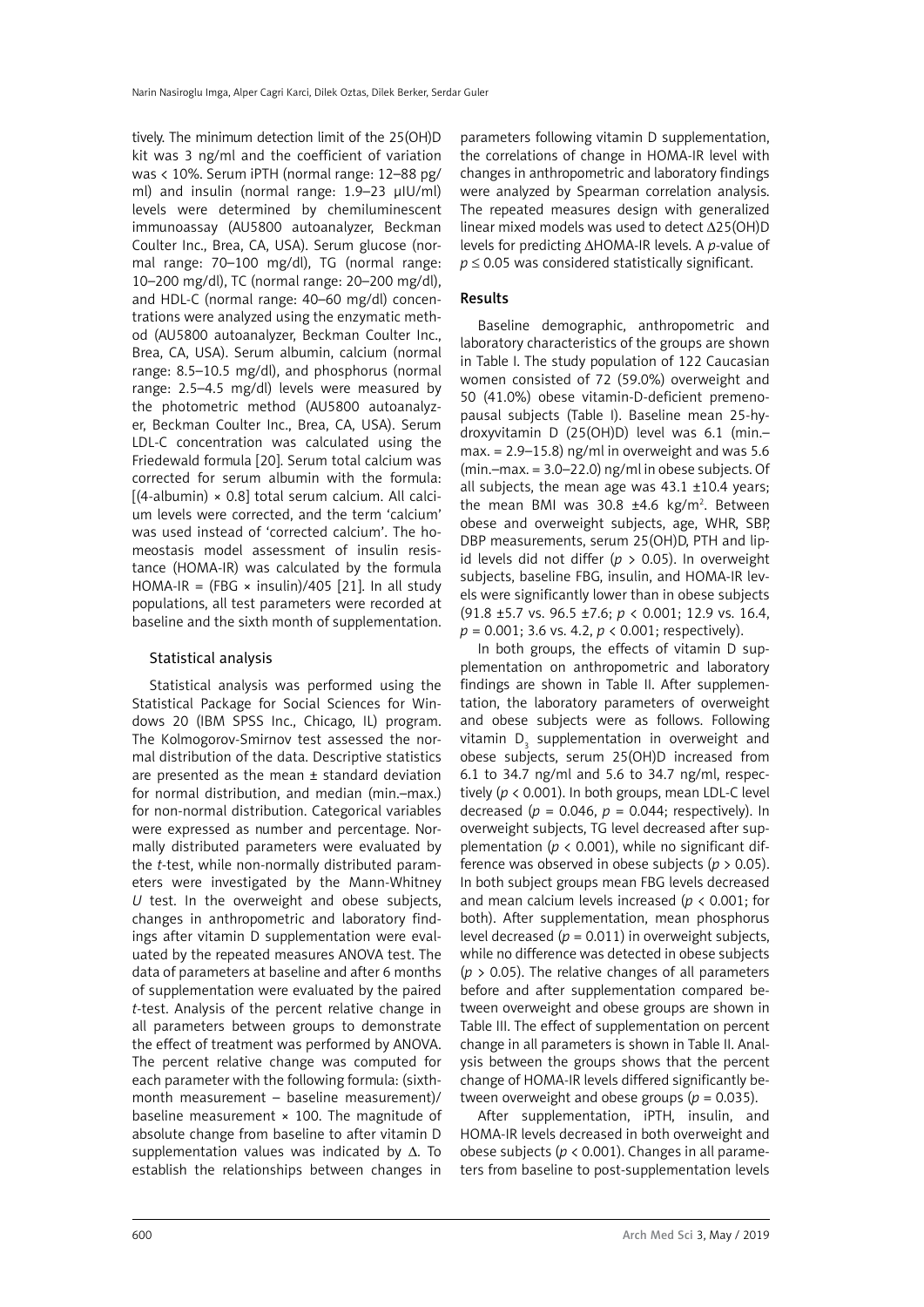tively. The minimum detection limit of the 25(OH)D kit was 3 ng/ml and the coefficient of variation was < 10%. Serum iPTH (normal range: 12–88 pg/ml) and insulin (normal range: 1.9–23 μIU/ml) levels were determined by chemiluminescent immunoassay (AU5800 autoanalyzer, Beckman Coulter Inc., Brea, CA, USA). Serum glucose (normal range: 70–100 mg/dl), TG (normal range: 10–200 mg/dl), TC (normal range: 20–200 mg/dl), and HDL-C (normal range: 40–60 mg/dl) concentrations were analyzed using the enzymatic method (AU5800 autoanalyzer, Beckman Coulter Inc., Brea, CA, USA). Serum albumin, calcium (normal range: 8.5–10.5 mg/dl), and phosphorus (normal range: 2.5–4.5 mg/dl) levels were measured by the photometric method (AU5800 autoanalyzer, Beckman Coulter Inc., Brea, CA, USA). Serum LDL-C concentration was calculated using the Friedewald formula [20]. Serum total calcium was corrected for serum albumin with the formula: [(4-albumin) × 0.8] total serum calcium. All calcium levels were corrected, and the term 'calcium' was used instead of 'corrected calcium'. The homeostasis model assessment of insulin resistance (HOMA-IR) was calculated by the formula HOMA-IR = (FBG × insulin)/405 [21]. In all study populations, all test parameters were recorded at baseline and the sixth month of supplementation.

### Statistical analysis

Statistical analysis was performed using the Statistical Package for Social Sciences for Windows 20 (IBM SPSS Inc., Chicago, IL) program. The Kolmogorov-Smirnov test assessed the normal distribution of the data. Descriptive statistics are presented as the mean ± standard deviation for normal distribution, and median (min.–max.) for non-normal distribution. Categorical variables were expressed as number and percentage. Normally distributed parameters were evaluated by the *t*-test, while non-normally distributed parameters were investigated by the Mann-Whitney *U* test. In the overweight and obese subjects, changes in anthropometric and laboratory findings after vitamin D supplementation were evaluated by the repeated measures ANOVA test. The data of parameters at baseline and after 6 months of supplementation were evaluated by the paired *t*-test. Analysis of the percent relative change in all parameters between groups to demonstrate the effect of treatment was performed by ANOVA. The percent relative change was computed for each parameter with the following formula: (sixth-month measurement – baseline measurement)/baseline measurement × 100. The magnitude of absolute change from baseline to after vitamin D supplementation values was indicated by Δ. To establish the relationships between changes in parameters following vitamin D supplementation, the correlations of change in HOMA-IR level with changes in anthropometric and laboratory findings were analyzed by Spearman correlation analysis. The repeated measures design with generalized linear mixed models was used to detect Δ25(OH)D levels for predicting ΔHOMA-IR levels. A *p*-value of $p \leq 0.05$ was considered statistically significant.

## Results

Baseline demographic, anthropometric and laboratory characteristics of the groups are shown in Table I. The study population of 122 Caucasian women consisted of 72 (59.0%) overweight and 50 (41.0%) obese vitamin-D-deficient premenopausal subjects (Table I). Baseline mean 25-hydroxyvitamin D (25(OH)D) level was 6.1 (min.–max. = 2.9–15.8) ng/ml in overweight and was 5.6 (min.–max. = 3.0–22.0) ng/ml in obese subjects. Of all subjects, the mean age was 43.1 ±10.4 years; the mean BMI was 30.8 ±4.6 kg/m$^2$. Between obese and overweight subjects, age, WHR, SBP, DBP measurements, serum 25(OH)D, PTH and lipid levels did not differ ($p > 0.05$). In overweight subjects, baseline FBG, insulin, and HOMA-IR levels were significantly lower than in obese subjects (91.8 ±5.7 vs. 96.5 ±7.6; $p < 0.001$; 12.9 vs. 16.4, $p = 0.001$; 3.6 vs. 4.2, $p < 0.001$; respectively).

In both groups, the effects of vitamin D supplementation on anthropometric and laboratory findings are shown in Table II. After supplementation, the laboratory parameters of overweight and obese subjects were as follows. Following vitamin $D_3$ supplementation in overweight and obese subjects, serum 25(OH)D increased from 6.1 to 34.7 ng/ml and 5.6 to 34.7 ng/ml, respectively ($p < 0.001$). In both groups, mean LDL-C level decreased ($p = 0.046$, $p = 0.044$; respectively). In overweight subjects, TG level decreased after supplementation ($p < 0.001$), while no significant difference was observed in obese subjects ($p > 0.05$). In both subject groups mean FBG levels decreased and mean calcium levels increased ($p < 0.001$; for both). After supplementation, mean phosphorus level decreased ($p = 0.011$) in overweight subjects, while no difference was detected in obese subjects ($p > 0.05$). The relative changes of all parameters before and after supplementation compared between overweight and obese groups are shown in Table III. The effect of supplementation on percent change in all parameters is shown in Table II. Analysis between the groups shows that the percent change of HOMA-IR levels differed significantly between overweight and obese groups ($p = 0.035$).

After supplementation, iPTH, insulin, and HOMA-IR levels decreased in both overweight and obese subjects ($p < 0.001$). Changes in all parameters from baseline to post-supplementation levels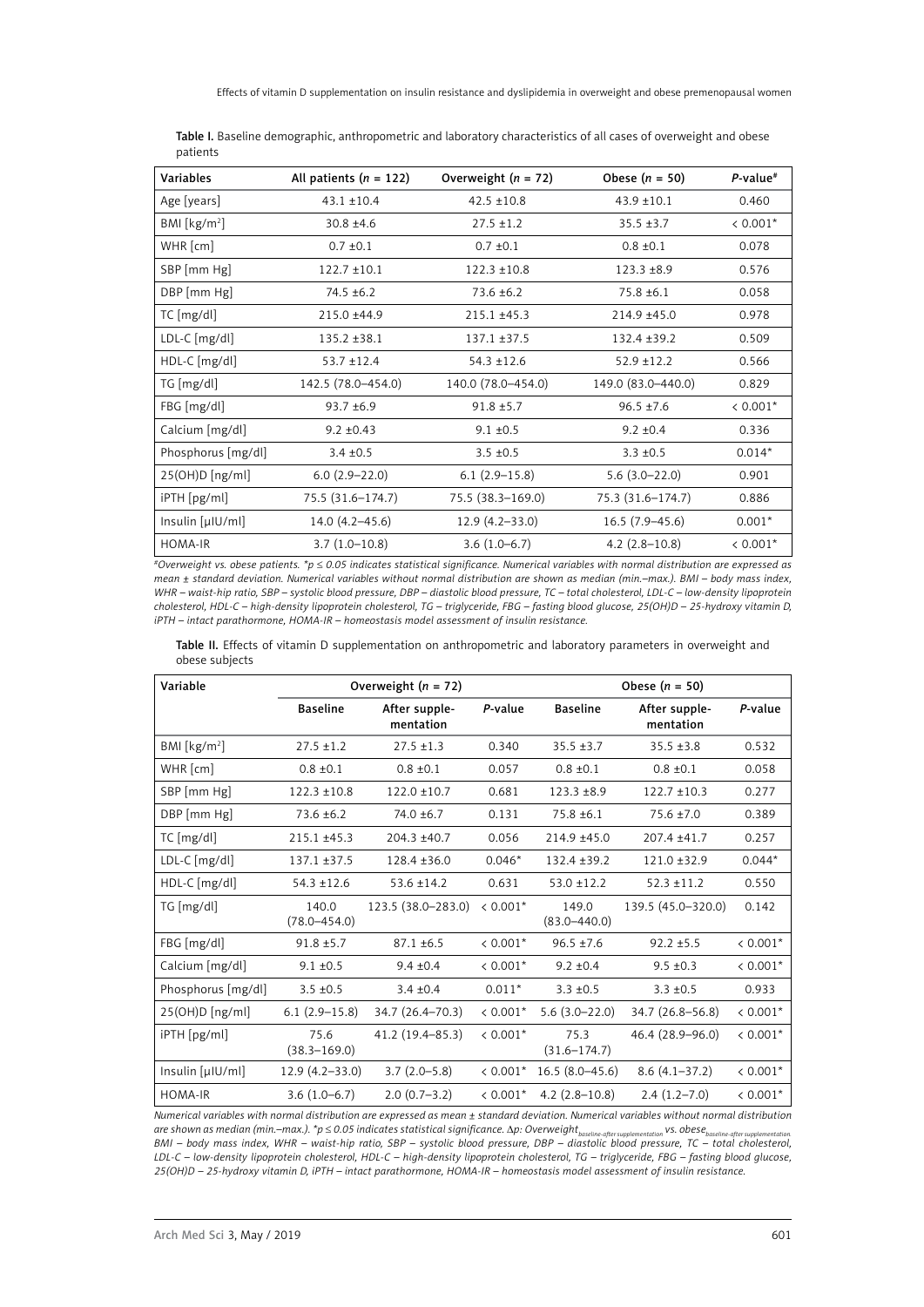**Table I.** Baseline demographic, anthropometric and laboratory characteristics of all cases of overweight and obese patients

| Variables | All patients (n = 122) | Overweight (n = 72) | Obese (n = 50) | P-value[#] |
|---|---|---|---|---|
| Age [years] | 43.1 ±10.4 | 42.5 ±10.8 | 43.9 ±10.1 | 0.460 |
| BMI [kg/m$^2$] | 30.8 ±4.6 | 27.5 ±1.2 | 35.5 ±3.7 | < 0.001* |
| WHR [cm] | 0.7 ±0.1 | 0.7 ±0.1 | 0.8 ±0.1 | 0.078 |
| SBP [mm Hg] | 122.7 ±10.1 | 122.3 ±10.8 | 123.3 ±8.9 | 0.576 |
| DBP [mm Hg] | 74.5 ±6.2 | 73.6 ±6.2 | 75.8 ±6.1 | 0.058 |
| TC [mg/dl] | 215.0 ±44.9 | 215.1 ±45.3 | 214.9 ±45.0 | 0.978 |
| LDL-C [mg/dl] | 135.2 ±38.1 | 137.1 ±37.5 | 132.4 ±39.2 | 0.509 |
| HDL-C [mg/dl] | 53.7 ±12.4 | 54.3 ±12.6 | 52.9 ±12.2 | 0.566 |
| TG [mg/dl] | 142.5 (78.0–454.0) | 140.0 (78.0–454.0) | 149.0 (83.0–440.0) | 0.829 |
| FBG [mg/dl] | 93.7 ±6.9 | 91.8 ±5.7 | 96.5 ±7.6 | < 0.001* |
| Calcium [mg/dl] | 9.2 ±0.43 | 9.1 ±0.5 | 9.2 ±0.4 | 0.336 |
| Phosphorus [mg/dl] | 3.4 ±0.5 | 3.5 ±0.5 | 3.3 ±0.5 | 0.014* |
| 25(OH)D [ng/ml] | 6.0 (2.9–22.0) | 6.1 (2.9–15.8) | 5.6 (3.0–22.0) | 0.901 |
| iPTH [pg/ml] | 75.5 (31.6–174.7) | 75.5 (38.3–169.0) | 75.3 (31.6–174.7) | 0.886 |
| Insulin [µIU/ml] | 14.0 (4.2–45.6) | 12.9 (4.2–33.0) | 16.5 (7.9–45.6) | 0.001* |
| HOMA-IR | 3.7 (1.0–10.8) | 3.6 (1.0–6.7) | 4.2 (2.8–10.8) | < 0.001* |

*[#]Overweight vs. obese patients. *p ≤ 0.05 indicates statistical significance. Numerical variables with normal distribution are expressed as mean ± standard deviation. Numerical variables without normal distribution are shown as median (min.–max.). BMI – body mass index, WHR – waist-hip ratio, SBP – systolic blood pressure, DBP – diastolic blood pressure, TC – total cholesterol, LDL-C – low-density lipoprotein cholesterol, HDL-C – high-density lipoprotein cholesterol, TG – triglyceride, FBG – fasting blood glucose, 25(OH)D – 25-hydroxy vitamin D, iPTH – intact parathormone, HOMA-IR – homeostasis model assessment of insulin resistance.*

**Table II.** Effects of vitamin D supplementation on anthropometric and laboratory parameters in overweight and obese subjects

| Variable | Overweight (n = 72) | | | Obese (n = 50) | | |
|---|---|---|---|---|---|---|
| | Baseline | After supplementation | P-value | Baseline | After supplementation | P-value |
| BMI [kg/m$^2$] | 27.5 ±1.2 | 27.5 ±1.3 | 0.340 | 35.5 ±3.7 | 35.5 ±3.8 | 0.532 |
| WHR [cm] | 0.8 ±0.1 | 0.8 ±0.1 | 0.057 | 0.8 ±0.1 | 0.8 ±0.1 | 0.058 |
| SBP [mm Hg] | 122.3 ±10.8 | 122.0 ±10.7 | 0.681 | 123.3 ±8.9 | 122.7 ±10.3 | 0.277 |
| DBP [mm Hg] | 73.6 ±6.2 | 74.0 ±6.7 | 0.131 | 75.8 ±6.1 | 75.6 ±7.0 | 0.389 |
| TC [mg/dl] | 215.1 ±45.3 | 204.3 ±40.7 | 0.056 | 214.9 ±45.0 | 207.4 ±41.7 | 0.257 |
| LDL-C [mg/dl] | 137.1 ±37.5 | 128.4 ±36.0 | 0.046* | 132.4 ±39.2 | 121.0 ±32.9 | 0.044* |
| HDL-C [mg/dl] | 54.3 ±12.6 | 53.6 ±14.2 | 0.631 | 53.0 ±12.2 | 52.3 ±11.2 | 0.550 |
| TG [mg/dl] | 140.0 (78.0–454.0) | 123.5 (38.0–283.0) | < 0.001* | 149.0 (83.0–440.0) | 139.5 (45.0–320.0) | 0.142 |
| FBG [mg/dl] | 91.8 ±5.7 | 87.1 ±6.5 | < 0.001* | 96.5 ±7.6 | 92.2 ±5.5 | < 0.001* |
| Calcium [mg/dl] | 9.1 ±0.5 | 9.4 ±0.4 | < 0.001* | 9.2 ±0.4 | 9.5 ±0.3 | < 0.001* |
| Phosphorus [mg/dl] | 3.5 ±0.5 | 3.4 ±0.4 | 0.011* | 3.3 ±0.5 | 3.3 ±0.5 | 0.933 |
| 25(OH)D [ng/ml] | 6.1 (2.9–15.8) | 34.7 (26.4–70.3) | < 0.001* | 5.6 (3.0–22.0) | 34.7 (26.8–56.8) | < 0.001* |
| iPTH [pg/ml] | 75.6 (38.3–169.0) | 41.2 (19.4–85.3) | < 0.001* | 75.3 (31.6–174.7) | 46.4 (28.9–96.0) | < 0.001* |
| Insulin [µIU/ml] | 12.9 (4.2–33.0) | 3.7 (2.0–5.8) | < 0.001* | 16.5 (8.0–45.6) | 8.6 (4.1–37.2) | < 0.001* |
| HOMA-IR | 3.6 (1.0–6.7) | 2.0 (0.7–3.2) | < 0.001* | 4.2 (2.8–10.8) | 2.4 (1.2–7.0) | < 0.001* |

*Numerical variables with normal distribution are expressed as mean ± standard deviation. Numerical variables without normal distribution are shown as median (min.–max.). *p ≤ 0.05 indicates statistical significance. Δp: Overweight$_{baseline\text{-}after\ supplementation}$ vs. obese$_{baseline\text{-}after\ supplementation}$. BMI – body mass index, WHR – waist-hip ratio, SBP – systolic blood pressure, DBP – diastolic blood pressure, TC – total cholesterol, LDL-C – low-density lipoprotein cholesterol, HDL-C – high-density lipoprotein cholesterol, TG – triglyceride, FBG – fasting blood glucose, 25(OH)D – 25-hydroxy vitamin D, iPTH – intact parathormone, HOMA-IR – homeostasis model assessment of insulin resistance.*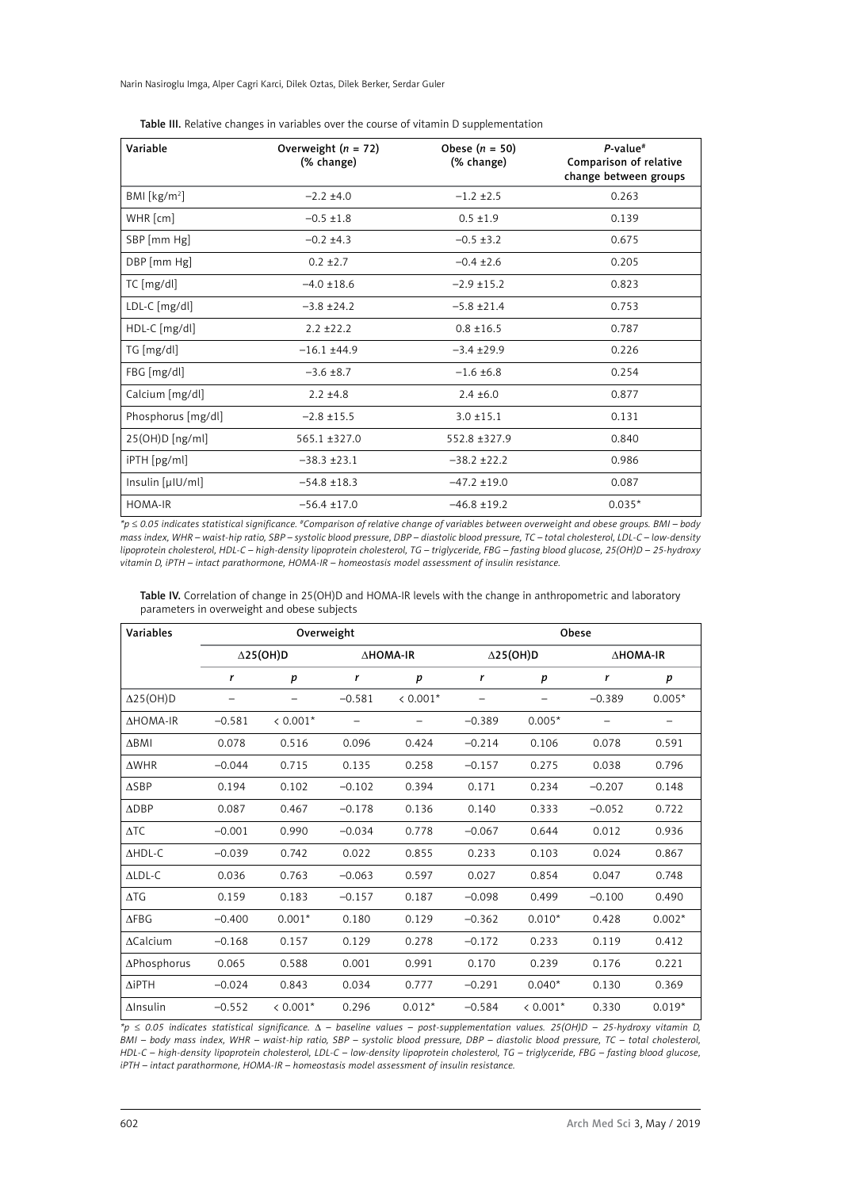**Table III.** Relative changes in variables over the course of vitamin D supplementation

| Variable | Overweight ($n$ = 72) (% change) | Obese ($n$ = 50) (% change) | *P*-value[#] Comparison of relative change between groups |
|---|---|---|---|
| BMI [kg/m$^2$] | –2.2 ±4.0 | –1.2 ±2.5 | 0.263 |
| WHR [cm] | –0.5 ±1.8 | 0.5 ±1.9 | 0.139 |
| SBP [mm Hg] | –0.2 ±4.3 | –0.5 ±3.2 | 0.675 |
| DBP [mm Hg] | 0.2 ±2.7 | –0.4 ±2.6 | 0.205 |
| TC [mg/dl] | –4.0 ±18.6 | –2.9 ±15.2 | 0.823 |
| LDL-C [mg/dl] | –3.8 ±24.2 | –5.8 ±21.4 | 0.753 |
| HDL-C [mg/dl] | 2.2 ±22.2 | 0.8 ±16.5 | 0.787 |
| TG [mg/dl] | –16.1 ±44.9 | –3.4 ±29.9 | 0.226 |
| FBG [mg/dl] | –3.6 ±8.7 | –1.6 ±6.8 | 0.254 |
| Calcium [mg/dl] | 2.2 ±4.8 | 2.4 ±6.0 | 0.877 |
| Phosphorus [mg/dl] | –2.8 ±15.5 | 3.0 ±15.1 | 0.131 |
| 25(OH)D [ng/ml] | 565.1 ±327.0 | 552.8 ±327.9 | 0.840 |
| iPTH [pg/ml] | –38.3 ±23.1 | –38.2 ±22.2 | 0.986 |
| Insulin [µIU/ml] | –54.8 ±18.3 | –47.2 ±19.0 | 0.087 |
| HOMA-IR | –56.4 ±17.0 | –46.8 ±19.2 | 0.035* |

*$p \le 0.05$ indicates statistical significance. [#]Comparison of relative change of variables between overweight and obese groups. BMI – body mass index, WHR – waist-hip ratio, SBP – systolic blood pressure, DBP – diastolic blood pressure, TC – total cholesterol, LDL-C – low-density lipoprotein cholesterol, HDL-C – high-density lipoprotein cholesterol, TG – triglyceride, FBG – fasting blood glucose, 25(OH)D – 25-hydroxy vitamin D, iPTH – intact parathormone, HOMA-IR – homeostasis model assessment of insulin resistance.*

**Table IV.** Correlation of change in 25(OH)D and HOMA-IR levels with the change in anthropometric and laboratory parameters in overweight and obese subjects

| Variables | Overweight | | | | Obese | | | |
|---|---|---|---|---|---|---|---|---|
| | Δ25(OH)D | | ΔHOMA-IR | | Δ25(OH)D | | ΔHOMA-IR | |
| | *r* | *p* | *r* | *p* | *r* | *p* | *r* | *p* |
| Δ25(OH)D | – | – | –0.581 | < 0.001* | – | – | –0.389 | 0.005* |
| ΔHOMA-IR | –0.581 | < 0.001* | – | – | –0.389 | 0.005* | – | – |
| ΔBMI | 0.078 | 0.516 | 0.096 | 0.424 | –0.214 | 0.106 | 0.078 | 0.591 |
| ΔWHR | –0.044 | 0.715 | 0.135 | 0.258 | –0.157 | 0.275 | 0.038 | 0.796 |
| ΔSBP | 0.194 | 0.102 | –0.102 | 0.394 | 0.171 | 0.234 | –0.207 | 0.148 |
| ΔDBP | 0.087 | 0.467 | –0.178 | 0.136 | 0.140 | 0.333 | –0.052 | 0.722 |
| ΔTC | –0.001 | 0.990 | –0.034 | 0.778 | –0.067 | 0.644 | 0.012 | 0.936 |
| ΔHDL-C | –0.039 | 0.742 | 0.022 | 0.855 | 0.233 | 0.103 | 0.024 | 0.867 |
| ΔLDL-C | 0.036 | 0.763 | –0.063 | 0.597 | 0.027 | 0.854 | 0.047 | 0.748 |
| ΔTG | 0.159 | 0.183 | –0.157 | 0.187 | –0.098 | 0.499 | –0.100 | 0.490 |
| ΔFBG | –0.400 | 0.001* | 0.180 | 0.129 | –0.362 | 0.010* | 0.428 | 0.002* |
| ΔCalcium | –0.168 | 0.157 | 0.129 | 0.278 | –0.172 | 0.233 | 0.119 | 0.412 |
| ΔPhosphorus | 0.065 | 0.588 | 0.001 | 0.991 | 0.170 | 0.239 | 0.176 | 0.221 |
| ΔiPTH | –0.024 | 0.843 | 0.034 | 0.777 | –0.291 | 0.040* | 0.130 | 0.369 |
| ΔInsulin | –0.552 | < 0.001* | 0.296 | 0.012* | –0.584 | < 0.001* | 0.330 | 0.019* |

*$p \le 0.05$ indicates statistical significance. Δ – baseline values – post-supplementation values. 25(OH)D – 25-hydroxy vitamin D, BMI – body mass index, WHR – waist-hip ratio, SBP – systolic blood pressure, DBP – diastolic blood pressure, TC – total cholesterol, HDL-C – high-density lipoprotein cholesterol, LDL-C – low-density lipoprotein cholesterol, TG – triglyceride, FBG – fasting blood glucose, iPTH – intact parathormone, HOMA-IR – homeostasis model assessment of insulin resistance.*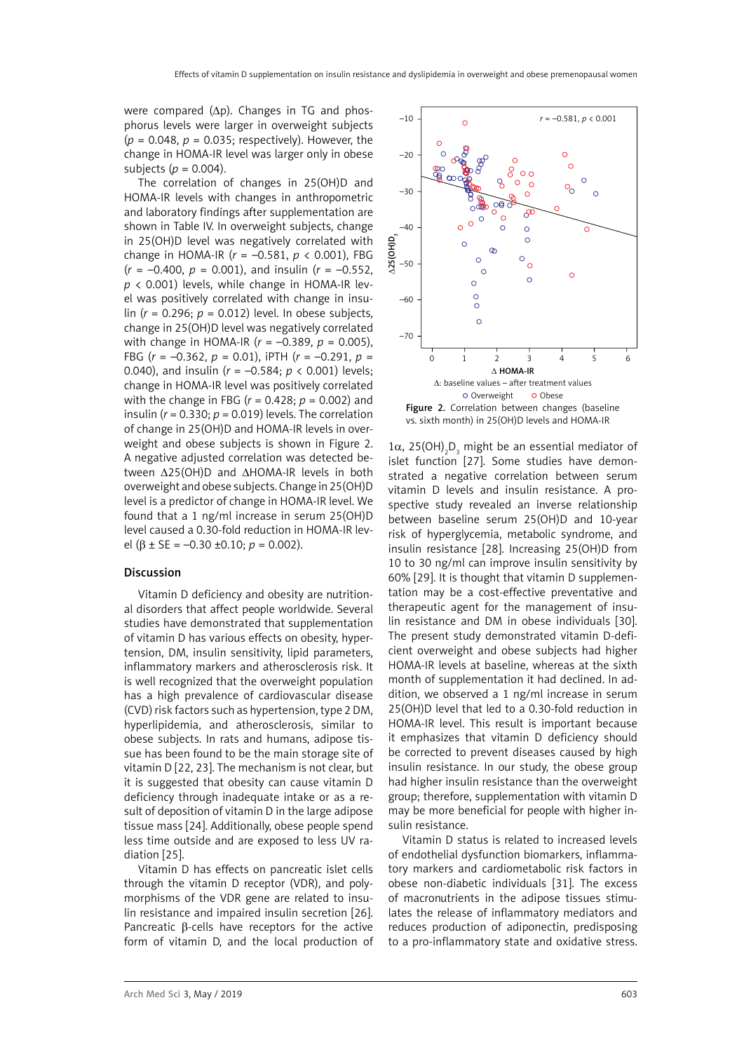were compared (Δp). Changes in TG and phosphorus levels were larger in overweight subjects ($p = 0.048$, $p = 0.035$; respectively). However, the change in HOMA-IR level was larger only in obese subjects ($p = 0.004$).

The correlation of changes in 25(OH)D and HOMA-IR levels with changes in anthropometric and laboratory findings after supplementation are shown in Table IV. In overweight subjects, change in 25(OH)D level was negatively correlated with change in HOMA-IR ($r = -0.581$, $p < 0.001$), FBG ($r = -0.400$, $p = 0.001$), and insulin ($r = -0.552$, $p < 0.001$) levels, while change in HOMA-IR level was positively correlated with change in insulin ($r = 0.296$; $p = 0.012$) level. In obese subjects, change in 25(OH)D level was negatively correlated with change in HOMA-IR ($r = -0.389$, $p = 0.005$), FBG ($r = -0.362$, $p = 0.01$), iPTH ($r = -0.291$, $p = 0.040$), and insulin ($r = -0.584$; $p < 0.001$) levels; change in HOMA-IR level was positively correlated with the change in FBG ($r = 0.428$; $p = 0.002$) and insulin ($r = 0.330$; $p = 0.019$) levels. The correlation of change in 25(OH)D and HOMA-IR levels in overweight and obese subjects is shown in Figure 2. A negative adjusted correlation was detected between Δ25(OH)D and ΔHOMA-IR levels in both overweight and obese subjects. Change in 25(OH)D level is a predictor of change in HOMA-IR level. We found that a 1 ng/ml increase in serum 25(OH)D level caused a 0.30-fold reduction in HOMA-IR level ($\beta \pm SE = -0.30 \pm 0.10$; $p = 0.002$).

Figure 2. Correlation between changes (baseline vs. sixth month) in 25(OH)D levels and HOMA-IR

## Discussion

Vitamin D deficiency and obesity are nutritional disorders that affect people worldwide. Several studies have demonstrated that supplementation of vitamin D has various effects on obesity, hypertension, DM, insulin sensitivity, lipid parameters, inflammatory markers and atherosclerosis risk. It is well recognized that the overweight population has a high prevalence of cardiovascular disease (CVD) risk factors such as hypertension, type 2 DM, hyperlipidemia, and atherosclerosis, similar to obese subjects. In rats and humans, adipose tissue has been found to be the main storage site of vitamin D [22, 23]. The mechanism is not clear, but it is suggested that obesity can cause vitamin D deficiency through inadequate intake or as a result of deposition of vitamin D in the large adipose tissue mass [24]. Additionally, obese people spend less time outside and are exposed to less UV radiation [25].

Vitamin D has effects on pancreatic islet cells through the vitamin D receptor (VDR), and polymorphisms of the VDR gene are related to insulin resistance and impaired insulin secretion [26]. Pancreatic β-cells have receptors for the active form of vitamin D, and the local production of 1α, $25(OH)_2D_3$ might be an essential mediator of islet function [27]. Some studies have demonstrated a negative correlation between serum vitamin D levels and insulin resistance. A prospective study revealed an inverse relationship between baseline serum 25(OH)D and 10-year risk of hyperglycemia, metabolic syndrome, and insulin resistance [28]. Increasing 25(OH)D from 10 to 30 ng/ml can improve insulin sensitivity by 60% [29]. It is thought that vitamin D supplementation may be a cost-effective preventative and therapeutic agent for the management of insulin resistance and DM in obese individuals [30]. The present study demonstrated vitamin D-deficient overweight and obese subjects had higher HOMA-IR levels at baseline, whereas at the sixth month of supplementation it had declined. In addition, we observed a 1 ng/ml increase in serum 25(OH)D level that led to a 0.30-fold reduction in HOMA-IR level. This result is important because it emphasizes that vitamin D deficiency should be corrected to prevent diseases caused by high insulin resistance. In our study, the obese group had higher insulin resistance than the overweight group; therefore, supplementation with vitamin D may be more beneficial for people with higher insulin resistance.

Vitamin D status is related to increased levels of endothelial dysfunction biomarkers, inflammatory markers and cardiometabolic risk factors in obese non-diabetic individuals [31]. The excess of macronutrients in the adipose tissues stimulates the release of inflammatory mediators and reduces production of adiponectin, predisposing to a pro-inflammatory state and oxidative stress.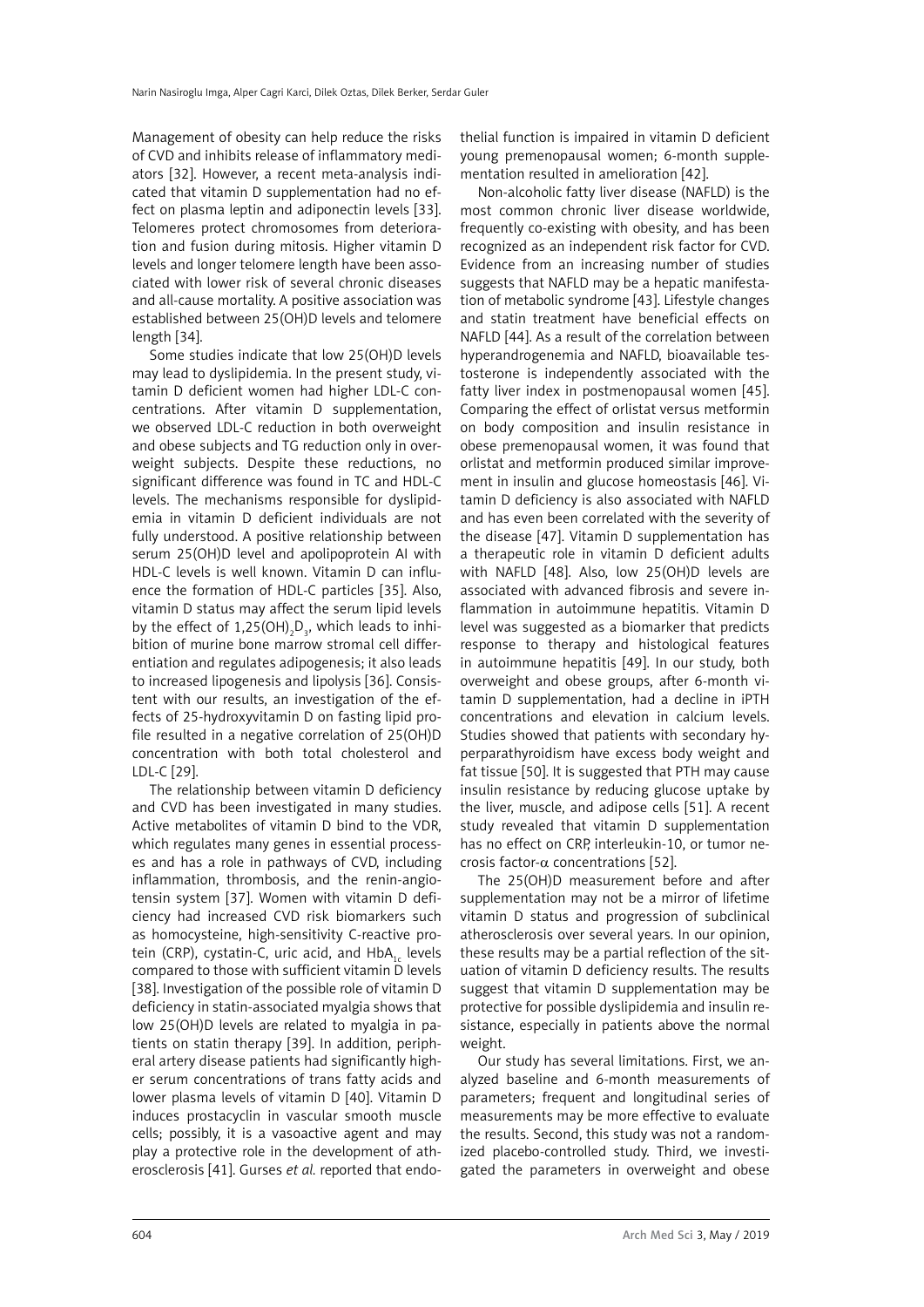Management of obesity can help reduce the risks of CVD and inhibits release of inflammatory mediators [32]. However, a recent meta-analysis indicated that vitamin D supplementation had no effect on plasma leptin and adiponectin levels [33]. Telomeres protect chromosomes from deterioration and fusion during mitosis. Higher vitamin D levels and longer telomere length have been associated with lower risk of several chronic diseases and all-cause mortality. A positive association was established between 25(OH)D levels and telomere length [34].

Some studies indicate that low 25(OH)D levels may lead to dyslipidemia. In the present study, vitamin D deficient women had higher LDL-C concentrations. After vitamin D supplementation, we observed LDL-C reduction in both overweight and obese subjects and TG reduction only in overweight subjects. Despite these reductions, no significant difference was found in TC and HDL-C levels. The mechanisms responsible for dyslipidemia in vitamin D deficient individuals are not fully understood. A positive relationship between serum 25(OH)D level and apolipoprotein AI with HDL-C levels is well known. Vitamin D can influence the formation of HDL-C particles [35]. Also, vitamin D status may affect the serum lipid levels by the effect of $1,25(OH)_2D_3$, which leads to inhibition of murine bone marrow stromal cell differentiation and regulates adipogenesis; it also leads to increased lipogenesis and lipolysis [36]. Consistent with our results, an investigation of the effects of 25-hydroxyvitamin D on fasting lipid profile resulted in a negative correlation of 25(OH)D concentration with both total cholesterol and LDL-C [29].

The relationship between vitamin D deficiency and CVD has been investigated in many studies. Active metabolites of vitamin D bind to the VDR, which regulates many genes in essential processes and has a role in pathways of CVD, including inflammation, thrombosis, and the renin-angiotensin system [37]. Women with vitamin D deficiency had increased CVD risk biomarkers such as homocysteine, high-sensitivity C-reactive protein (CRP), cystatin-C, uric acid, and $HbA_{1c}$ levels compared to those with sufficient vitamin D levels [38]. Investigation of the possible role of vitamin D deficiency in statin-associated myalgia shows that low 25(OH)D levels are related to myalgia in patients on statin therapy [39]. In addition, peripheral artery disease patients had significantly higher serum concentrations of trans fatty acids and lower plasma levels of vitamin D [40]. Vitamin D induces prostacyclin in vascular smooth muscle cells; possibly, it is a vasoactive agent and may play a protective role in the development of atherosclerosis [41]. Gurses *et al.* reported that endothelial function is impaired in vitamin D deficient young premenopausal women; 6-month supplementation resulted in amelioration [42].

Non-alcoholic fatty liver disease (NAFLD) is the most common chronic liver disease worldwide, frequently co-existing with obesity, and has been recognized as an independent risk factor for CVD. Evidence from an increasing number of studies suggests that NAFLD may be a hepatic manifestation of metabolic syndrome [43]. Lifestyle changes and statin treatment have beneficial effects on NAFLD [44]. As a result of the correlation between hyperandrogenemia and NAFLD, bioavailable testosterone is independently associated with the fatty liver index in postmenopausal women [45]. Comparing the effect of orlistat versus metformin on body composition and insulin resistance in obese premenopausal women, it was found that orlistat and metformin produced similar improvement in insulin and glucose homeostasis [46]. Vitamin D deficiency is also associated with NAFLD and has even been correlated with the severity of the disease [47]. Vitamin D supplementation has a therapeutic role in vitamin D deficient adults with NAFLD [48]. Also, low 25(OH)D levels are associated with advanced fibrosis and severe inflammation in autoimmune hepatitis. Vitamin D level was suggested as a biomarker that predicts response to therapy and histological features in autoimmune hepatitis [49]. In our study, both overweight and obese groups, after 6-month vitamin D supplementation, had a decline in iPTH concentrations and elevation in calcium levels. Studies showed that patients with secondary hyperparathyroidism have excess body weight and fat tissue [50]. It is suggested that PTH may cause insulin resistance by reducing glucose uptake by the liver, muscle, and adipose cells [51]. A recent study revealed that vitamin D supplementation has no effect on CRP, interleukin-10, or tumor necrosis factor-$\alpha$ concentrations [52].

The 25(OH)D measurement before and after supplementation may not be a mirror of lifetime vitamin D status and progression of subclinical atherosclerosis over several years. In our opinion, these results may be a partial reflection of the situation of vitamin D deficiency results. The results suggest that vitamin D supplementation may be protective for possible dyslipidemia and insulin resistance, especially in patients above the normal weight.

Our study has several limitations. First, we analyzed baseline and 6-month measurements of parameters; frequent and longitudinal series of measurements may be more effective to evaluate the results. Second, this study was not a randomized placebo-controlled study. Third, we investigated the parameters in overweight and obese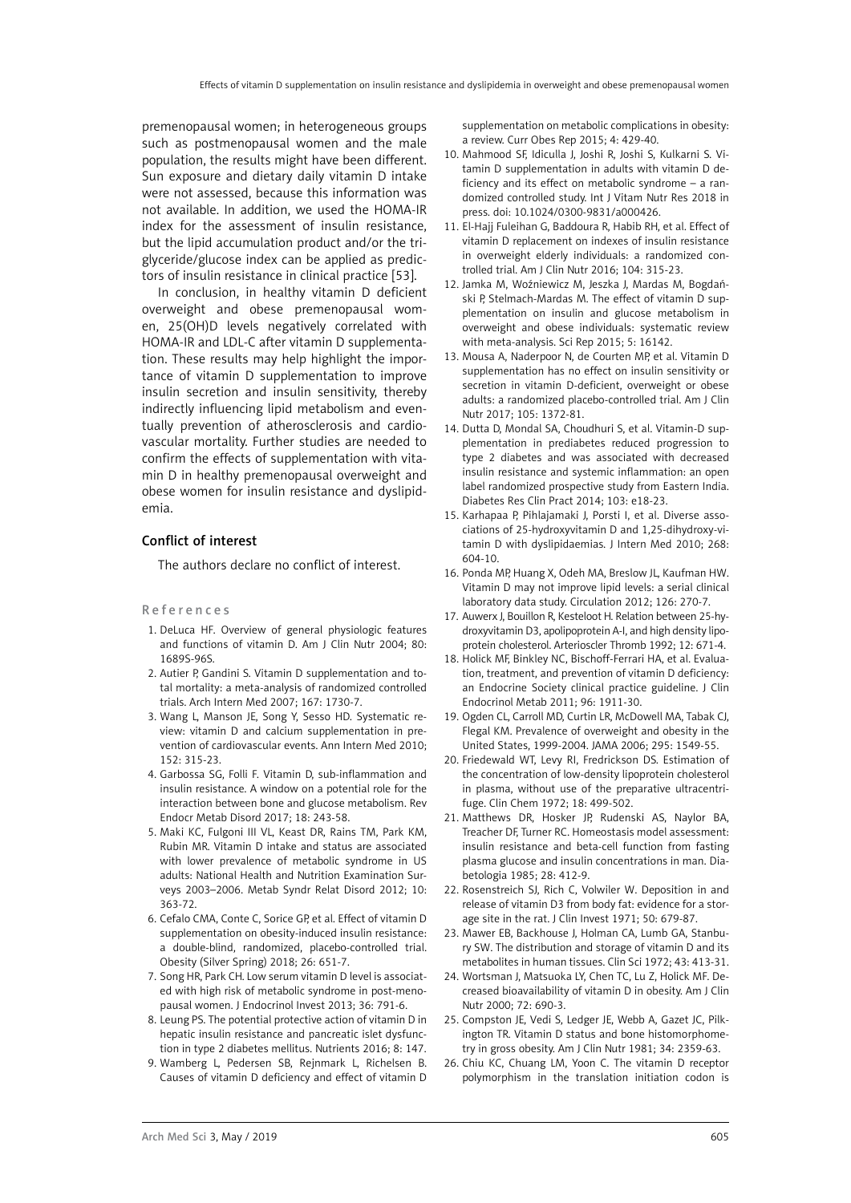premenopausal women; in heterogeneous groups such as postmenopausal women and the male population, the results might have been different. Sun exposure and dietary daily vitamin D intake were not assessed, because this information was not available. In addition, we used the HOMA-IR index for the assessment of insulin resistance, but the lipid accumulation product and/or the triglyceride/glucose index can be applied as predictors of insulin resistance in clinical practice [53].

In conclusion, in healthy vitamin D deficient overweight and obese premenopausal women, 25(OH)D levels negatively correlated with HOMA-IR and LDL-C after vitamin D supplementation. These results may help highlight the importance of vitamin D supplementation to improve insulin secretion and insulin sensitivity, thereby indirectly influencing lipid metabolism and eventually prevention of atherosclerosis and cardiovascular mortality. Further studies are needed to confirm the effects of supplementation with vitamin D in healthy premenopausal overweight and obese women for insulin resistance and dyslipidemia.

## Conflict of interest

The authors declare no conflict of interest.

## References

1. DeLuca HF. Overview of general physiologic features and functions of vitamin D. Am J Clin Nutr 2004; 80: 1689S-96S.
2. Autier P, Gandini S. Vitamin D supplementation and total mortality: a meta-analysis of randomized controlled trials. Arch Intern Med 2007; 167: 1730-7.
3. Wang L, Manson JE, Song Y, Sesso HD. Systematic review: vitamin D and calcium supplementation in prevention of cardiovascular events. Ann Intern Med 2010; 152: 315-23.
4. Garbossa SG, Folli F. Vitamin D, sub-inflammation and insulin resistance. A window on a potential role for the interaction between bone and glucose metabolism. Rev Endocr Metab Disord 2017; 18: 243-58.
5. Maki KC, Fulgoni III VL, Keast DR, Rains TM, Park KM, Rubin MR. Vitamin D intake and status are associated with lower prevalence of metabolic syndrome in US adults: National Health and Nutrition Examination Surveys 2003–2006. Metab Syndr Relat Disord 2012; 10: 363-72.
6. Cefalo CMA, Conte C, Sorice GP, et al. Effect of vitamin D supplementation on obesity-induced insulin resistance: a double-blind, randomized, placebo-controlled trial. Obesity (Silver Spring) 2018; 26: 651-7.
7. Song HR, Park CH. Low serum vitamin D level is associated with high risk of metabolic syndrome in post-menopausal women. J Endocrinol Invest 2013; 36: 791-6.
8. Leung PS. The potential protective action of vitamin D in hepatic insulin resistance and pancreatic islet dysfunction in type 2 diabetes mellitus. Nutrients 2016; 8: 147.
9. Wamberg L, Pedersen SB, Rejnmark L, Richelsen B. Causes of vitamin D deficiency and effect of vitamin D supplementation on metabolic complications in obesity: a review. Curr Obes Rep 2015; 4: 429-40.
10. Mahmood SF, Idiculla J, Joshi R, Joshi S, Kulkarni S. Vitamin D supplementation in adults with vitamin D deficiency and its effect on metabolic syndrome – a randomized controlled study. Int J Vitam Nutr Res 2018 in press. doi: 10.1024/0300-9831/a000426.
11. El-Hajj Fuleihan G, Baddoura R, Habib RH, et al. Effect of vitamin D replacement on indexes of insulin resistance in overweight elderly individuals: a randomized controlled trial. Am J Clin Nutr 2016; 104: 315-23.
12. Jamka M, Woźniewicz M, Jeszka J, Mardas M, Bogdański P, Stelmach-Mardas M. The effect of vitamin D supplementation on insulin and glucose metabolism in overweight and obese individuals: systematic review with meta-analysis. Sci Rep 2015; 5: 16142.
13. Mousa A, Naderpoor N, de Courten MP, et al. Vitamin D supplementation has no effect on insulin sensitivity or secretion in vitamin D-deficient, overweight or obese adults: a randomized placebo-controlled trial. Am J Clin Nutr 2017; 105: 1372-81.
14. Dutta D, Mondal SA, Choudhuri S, et al. Vitamin-D supplementation in prediabetes reduced progression to type 2 diabetes and was associated with decreased insulin resistance and systemic inflammation: an open label randomized prospective study from Eastern India. Diabetes Res Clin Pract 2014; 103: e18-23.
15. Karhapaa P, Pihlajamaki J, Porsti I, et al. Diverse associations of 25-hydroxyvitamin D and 1,25-dihydroxy-vitamin D with dyslipidaemias. J Intern Med 2010; 268: 604-10.
16. Ponda MP, Huang X, Odeh MA, Breslow JL, Kaufman HW. Vitamin D may not improve lipid levels: a serial clinical laboratory data study. Circulation 2012; 126: 270-7.
17. Auwerx J, Bouillon R, Kesteloot H. Relation between 25-hydroxyvitamin D3, apolipoprotein A-I, and high density lipoprotein cholesterol. Arterioscler Thromb 1992; 12: 671-4.
18. Holick MF, Binkley NC, Bischoff-Ferrari HA, et al. Evaluation, treatment, and prevention of vitamin D deficiency: an Endocrine Society clinical practice guideline. J Clin Endocrinol Metab 2011; 96: 1911-30.
19. Ogden CL, Carroll MD, Curtin LR, McDowell MA, Tabak CJ, Flegal KM. Prevalence of overweight and obesity in the United States, 1999-2004. JAMA 2006; 295: 1549-55.
20. Friedewald WT, Levy RI, Fredrickson DS. Estimation of the concentration of low-density lipoprotein cholesterol in plasma, without use of the preparative ultracentrifuge. Clin Chem 1972; 18: 499-502.
21. Matthews DR, Hosker JP, Rudenski AS, Naylor BA, Treacher DF, Turner RC. Homeostasis model assessment: insulin resistance and beta-cell function from fasting plasma glucose and insulin concentrations in man. Diabetologia 1985; 28: 412-9.
22. Rosenstreich SJ, Rich C, Volwiler W. Deposition in and release of vitamin D3 from body fat: evidence for a storage site in the rat. J Clin Invest 1971; 50: 679-87.
23. Mawer EB, Backhouse J, Holman CA, Lumb GA, Stanbury SW. The distribution and storage of vitamin D and its metabolites in human tissues. Clin Sci 1972; 43: 413-31.
24. Wortsman J, Matsuoka LY, Chen TC, Lu Z, Holick MF. Decreased bioavailability of vitamin D in obesity. Am J Clin Nutr 2000; 72: 690-3.
25. Compston JE, Vedi S, Ledger JE, Webb A, Gazet JC, Pilkington TR. Vitamin D status and bone histomorphometry in gross obesity. Am J Clin Nutr 1981; 34: 2359-63.
26. Chiu KC, Chuang LM, Yoon C. The vitamin D receptor polymorphism in the translation initiation codon is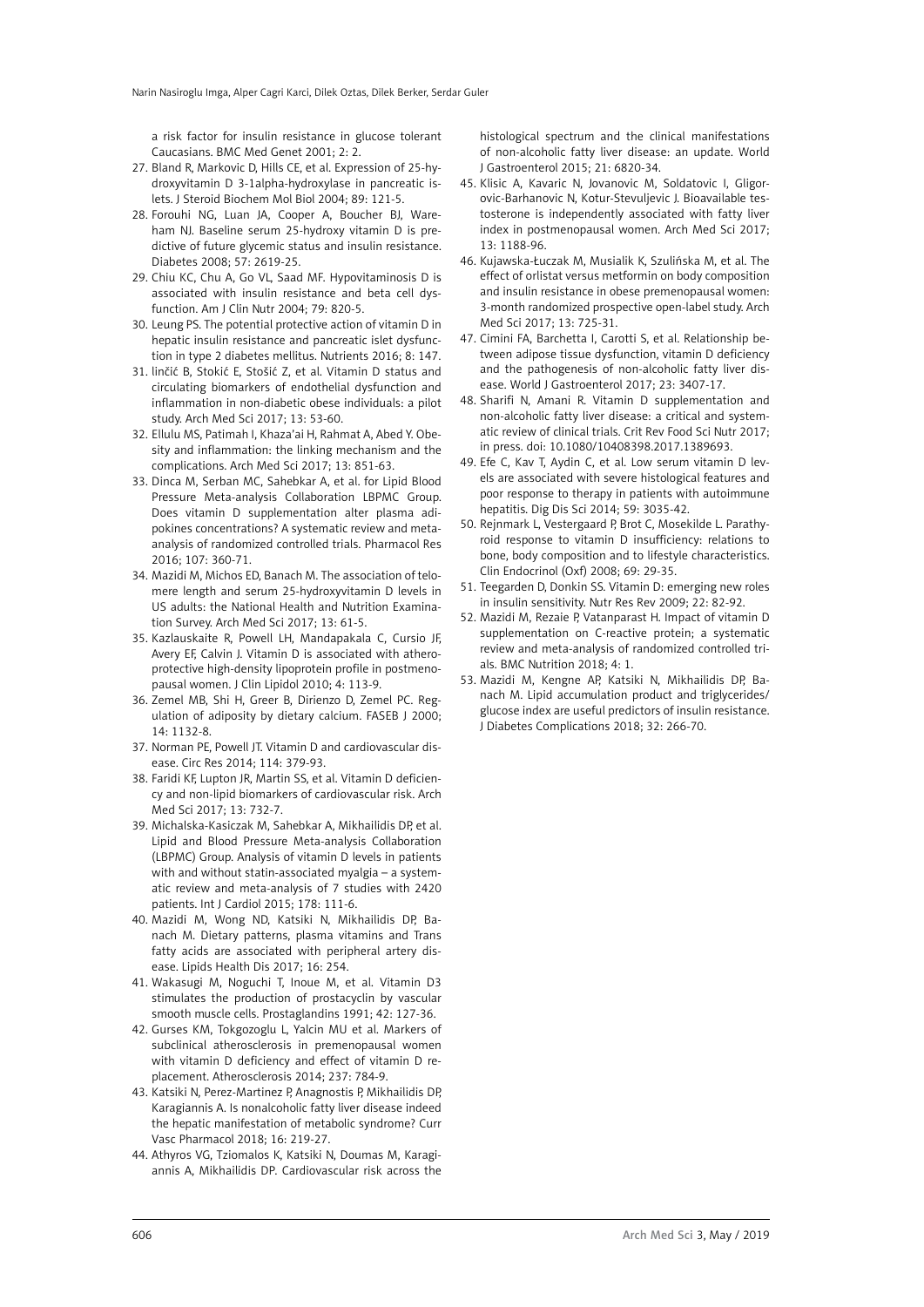a risk factor for insulin resistance in glucose tolerant Caucasians. BMC Med Genet 2001; 2: 2.

27. Bland R, Markovic D, Hills CE, et al. Expression of 25-hydroxyvitamin D 3-1alpha-hydroxylase in pancreatic islets. J Steroid Biochem Mol Biol 2004; 89: 121-5.
28. Forouhi NG, Luan JA, Cooper A, Boucher BJ, Wareham NJ. Baseline serum 25-hydroxy vitamin D is predictive of future glycemic status and insulin resistance. Diabetes 2008; 57: 2619-25.
29. Chiu KC, Chu A, Go VL, Saad MF. Hypovitaminosis D is associated with insulin resistance and beta cell dysfunction. Am J Clin Nutr 2004; 79: 820-5.
30. Leung PS. The potential protective action of vitamin D in hepatic insulin resistance and pancreatic islet dysfunction in type 2 diabetes mellitus. Nutrients 2016; 8: 147.
31. Iinčić B, Stokić E, Stošić Z, et al. Vitamin D status and circulating biomarkers of endothelial dysfunction and inflammation in non-diabetic obese individuals: a pilot study. Arch Med Sci 2017; 13: 53-60.
32. Ellulu MS, Patimah I, Khaza'ai H, Rahmat A, Abed Y. Obesity and inflammation: the linking mechanism and the complications. Arch Med Sci 2017; 13: 851-63.
33. Dinca M, Serban MC, Sahebkar A, et al. for Lipid Blood Pressure Meta-analysis Collaboration LBPMC Group. Does vitamin D supplementation alter plasma adipokines concentrations? A systematic review and meta-analysis of randomized controlled trials. Pharmacol Res 2016; 107: 360-71.
34. Mazidi M, Michos ED, Banach M. The association of telomere length and serum 25-hydroxyvitamin D levels in US adults: the National Health and Nutrition Examination Survey. Arch Med Sci 2017; 13: 61-5.
35. Kazlauskaite R, Powell LH, Mandapakala C, Cursio JF, Avery EF, Calvin J. Vitamin D is associated with atheroprotective high-density lipoprotein profile in postmenopausal women. J Clin Lipidol 2010; 4: 113-9.
36. Zemel MB, Shi H, Greer B, Dirienzo D, Zemel PC. Regulation of adiposity by dietary calcium. FASEB J 2000; 14: 1132-8.
37. Norman PE, Powell JT. Vitamin D and cardiovascular disease. Circ Res 2014; 114: 379-93.
38. Faridi KF, Lupton JR, Martin SS, et al. Vitamin D deficiency and non-lipid biomarkers of cardiovascular risk. Arch Med Sci 2017; 13: 732-7.
39. Michalska-Kasiczak M, Sahebkar A, Mikhailidis DP, et al. Lipid and Blood Pressure Meta-analysis Collaboration (LBPMC) Group. Analysis of vitamin D levels in patients with and without statin-associated myalgia – a systematic review and meta-analysis of 7 studies with 2420 patients. Int J Cardiol 2015; 178: 111-6.
40. Mazidi M, Wong ND, Katsiki N, Mikhailidis DP, Banach M. Dietary patterns, plasma vitamins and Trans fatty acids are associated with peripheral artery disease. Lipids Health Dis 2017; 16: 254.
41. Wakasugi M, Noguchi T, Inoue M, et al. Vitamin D3 stimulates the production of prostacyclin by vascular smooth muscle cells. Prostaglandins 1991; 42: 127-36.
42. Gurses KM, Tokgozoglu L, Yalcin MU et al. Markers of subclinical atherosclerosis in premenopausal women with vitamin D deficiency and effect of vitamin D replacement. Atherosclerosis 2014; 237: 784-9.
43. Katsiki N, Perez-Martinez P, Anagnostis P, Mikhailidis DP, Karagiannis A. Is nonalcoholic fatty liver disease indeed the hepatic manifestation of metabolic syndrome? Curr Vasc Pharmacol 2018; 16: 219-27.
44. Athyros VG, Tziomalos K, Katsiki N, Doumas M, Karagiannis A, Mikhailidis DP. Cardiovascular risk across the histological spectrum and the clinical manifestations of non-alcoholic fatty liver disease: an update. World J Gastroenterol 2015; 21: 6820-34.
45. Klisic A, Kavaric N, Jovanovic M, Soldatovic I, Gligorovic-Barhanovic N, Kotur-Stevuljevic J. Bioavailable testosterone is independently associated with fatty liver index in postmenopausal women. Arch Med Sci 2017; 13: 1188-96.
46. Kujawska-Łuczak M, Musialik K, Szulińska M, et al. The effect of orlistat versus metformin on body composition and insulin resistance in obese premenopausal women: 3-month randomized prospective open-label study. Arch Med Sci 2017; 13: 725-31.
47. Cimini FA, Barchetta I, Carotti S, et al. Relationship between adipose tissue dysfunction, vitamin D deficiency and the pathogenesis of non-alcoholic fatty liver disease. World J Gastroenterol 2017; 23: 3407-17.
48. Sharifi N, Amani R. Vitamin D supplementation and non-alcoholic fatty liver disease: a critical and systematic review of clinical trials. Crit Rev Food Sci Nutr 2017; in press. doi: 10.1080/10408398.2017.1389693.
49. Efe C, Kav T, Aydin C, et al. Low serum vitamin D levels are associated with severe histological features and poor response to therapy in patients with autoimmune hepatitis. Dig Dis Sci 2014; 59: 3035-42.
50. Rejnmark L, Vestergaard P, Brot C, Mosekilde L. Parathyroid response to vitamin D insufficiency: relations to bone, body composition and to lifestyle characteristics. Clin Endocrinol (Oxf) 2008; 69: 29-35.
51. Teegarden D, Donkin SS. Vitamin D: emerging new roles in insulin sensitivity. Nutr Res Rev 2009; 22: 82-92.
52. Mazidi M, Rezaie P, Vatanparast H. Impact of vitamin D supplementation on C-reactive protein; a systematic review and meta-analysis of randomized controlled trials. BMC Nutrition 2018; 4: 1.
53. Mazidi M, Kengne AP, Katsiki N, Mikhailidis DP, Banach M. Lipid accumulation product and triglycerides/glucose index are useful predictors of insulin resistance. J Diabetes Complications 2018; 32: 266-70.